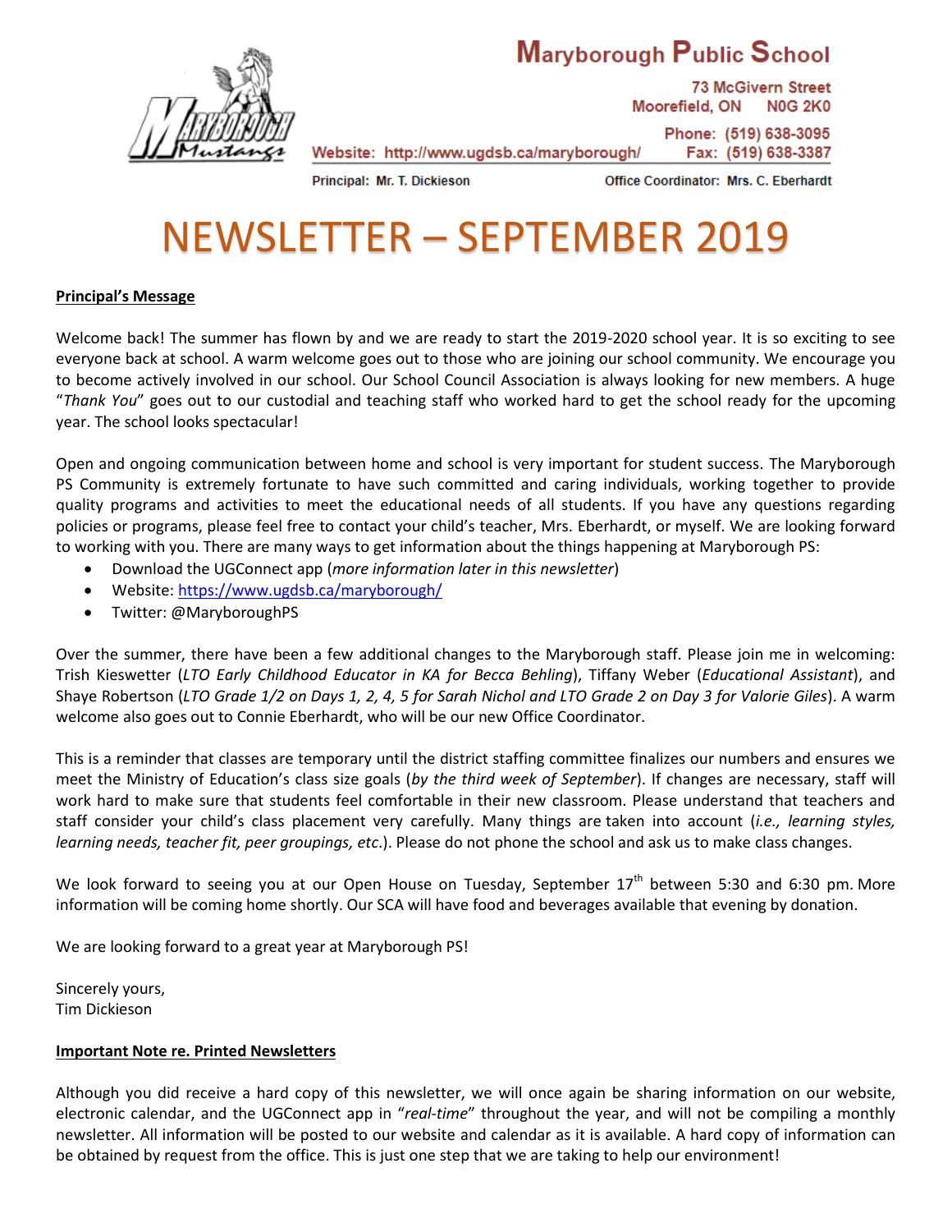# Maryborough Public School

73 McGivern Street
Moorefield, ON N0G 2K0

Website: http://www.ugdsb.ca/maryborough/

Phone: (519) 638-3095
Fax: (519) 638-3387

Principal: Mr. T. Dickieson

Office Coordinator: Mrs. C. Eberhardt

# NEWSLETTER – SEPTEMBER 2019

**Principal's Message**

Welcome back! The summer has flown by and we are ready to start the 2019-2020 school year. It is so exciting to see everyone back at school. A warm welcome goes out to those who are joining our school community. We encourage you to become actively involved in our school. Our School Council Association is always looking for new members. A huge "*Thank You*" goes out to our custodial and teaching staff who worked hard to get the school ready for the upcoming year. The school looks spectacular!

Open and ongoing communication between home and school is very important for student success. The Maryborough PS Community is extremely fortunate to have such committed and caring individuals, working together to provide quality programs and activities to meet the educational needs of all students. If you have any questions regarding policies or programs, please feel free to contact your child's teacher, Mrs. Eberhardt, or myself. We are looking forward to working with you. There are many ways to get information about the things happening at Maryborough PS:

- Download the UGConnect app (*more information later in this newsletter*)
- Website: https://www.ugdsb.ca/maryborough/
- Twitter: @MaryboroughPS

Over the summer, there have been a few additional changes to the Maryborough staff. Please join me in welcoming: Trish Kieswetter (*LTO Early Childhood Educator in KA for Becca Behling*), Tiffany Weber (*Educational Assistant*), and Shaye Robertson (*LTO Grade 1/2 on Days 1, 2, 4, 5 for Sarah Nichol and LTO Grade 2 on Day 3 for Valorie Giles*). A warm welcome also goes out to Connie Eberhardt, who will be our new Office Coordinator.

This is a reminder that classes are temporary until the district staffing committee finalizes our numbers and ensures we meet the Ministry of Education's class size goals (*by the third week of September*). If changes are necessary, staff will work hard to make sure that students feel comfortable in their new classroom. Please understand that teachers and staff consider your child's class placement very carefully. Many things are taken into account (*i.e., learning styles, learning needs, teacher fit, peer groupings, etc.*). Please do not phone the school and ask us to make class changes.

We look forward to seeing you at our Open House on Tuesday, September 17th between 5:30 and 6:30 pm. More information will be coming home shortly. Our SCA will have food and beverages available that evening by donation.

We are looking forward to a great year at Maryborough PS!

Sincerely yours,
Tim Dickieson

**Important Note re. Printed Newsletters**

Although you did receive a hard copy of this newsletter, we will once again be sharing information on our website, electronic calendar, and the UGConnect app in "*real-time*" throughout the year, and will not be compiling a monthly newsletter. All information will be posted to our website and calendar as it is available. A hard copy of information can be obtained by request from the office. This is just one step that we are taking to help our environment!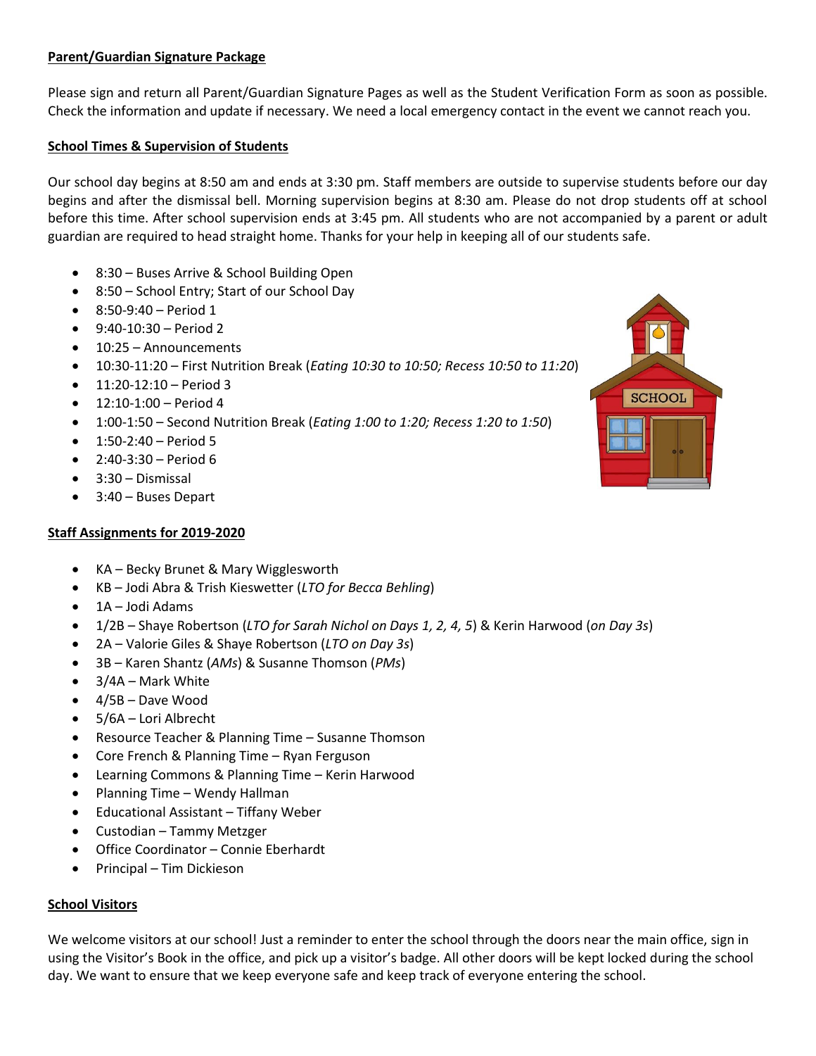**Parent/Guardian Signature Package**

Please sign and return all Parent/Guardian Signature Pages as well as the Student Verification Form as soon as possible. Check the information and update if necessary. We need a local emergency contact in the event we cannot reach you.

**School Times & Supervision of Students**

Our school day begins at 8:50 am and ends at 3:30 pm. Staff members are outside to supervise students before our day begins and after the dismissal bell. Morning supervision begins at 8:30 am. Please do not drop students off at school before this time. After school supervision ends at 3:45 pm. All students who are not accompanied by a parent or adult guardian are required to head straight home. Thanks for your help in keeping all of our students safe.

- 8:30 – Buses Arrive & School Building Open
- 8:50 – School Entry; Start of our School Day
- 8:50-9:40 – Period 1
- 9:40-10:30 – Period 2
- 10:25 – Announcements
- 10:30-11:20 – First Nutrition Break (*Eating 10:30 to 10:50; Recess 10:50 to 11:20*)
- 11:20-12:10 – Period 3
- 12:10-1:00 – Period 4
- 1:00-1:50 – Second Nutrition Break (*Eating 1:00 to 1:20; Recess 1:20 to 1:50*)
- 1:50-2:40 – Period 5
- 2:40-3:30 – Period 6
- 3:30 – Dismissal
- 3:40 – Buses Depart

**Staff Assignments for 2019-2020**

- KA – Becky Brunet & Mary Wigglesworth
- KB – Jodi Abra & Trish Kieswetter (*LTO for Becca Behling*)
- 1A – Jodi Adams
- 1/2B – Shaye Robertson (*LTO for Sarah Nichol on Days 1, 2, 4, 5*) & Kerin Harwood (*on Day 3s*)
- 2A – Valorie Giles & Shaye Robertson (*LTO on Day 3s*)
- 3B – Karen Shantz (*AMs*) & Susanne Thomson (*PMs*)
- 3/4A – Mark White
- 4/5B – Dave Wood
- 5/6A – Lori Albrecht
- Resource Teacher & Planning Time – Susanne Thomson
- Core French & Planning Time – Ryan Ferguson
- Learning Commons & Planning Time – Kerin Harwood
- Planning Time – Wendy Hallman
- Educational Assistant – Tiffany Weber
- Custodian – Tammy Metzger
- Office Coordinator – Connie Eberhardt
- Principal – Tim Dickieson

**School Visitors**

We welcome visitors at our school! Just a reminder to enter the school through the doors near the main office, sign in using the Visitor's Book in the office, and pick up a visitor's badge. All other doors will be kept locked during the school day. We want to ensure that we keep everyone safe and keep track of everyone entering the school.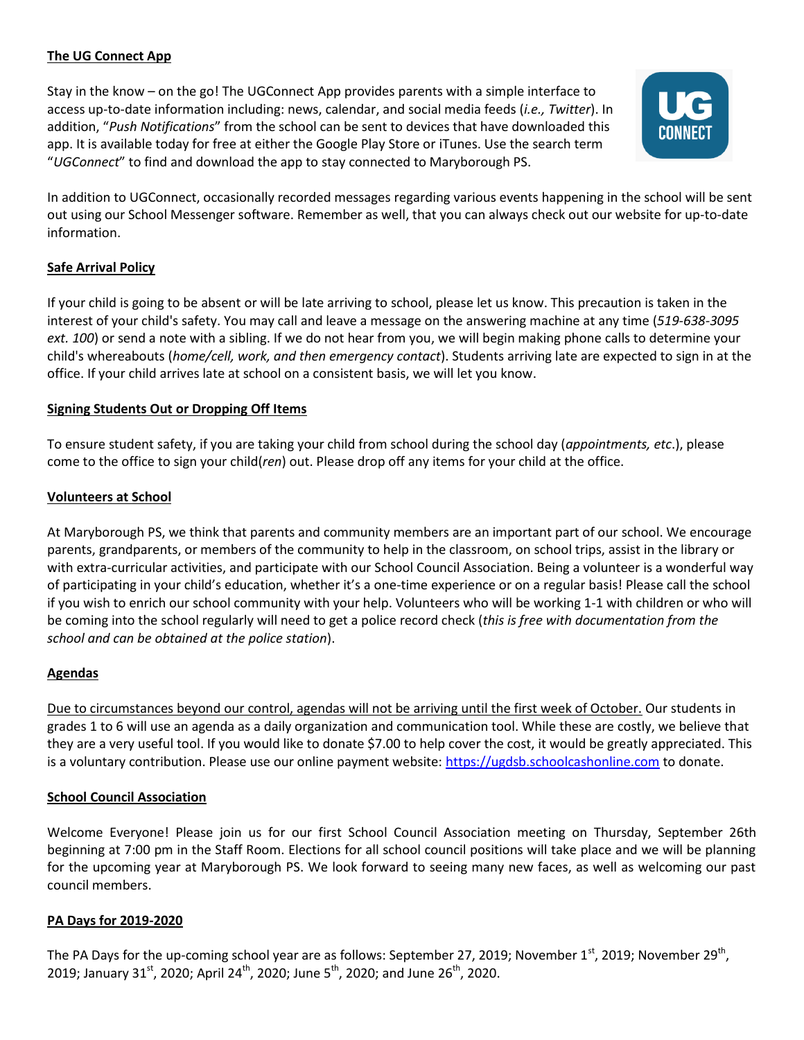**The UG Connect App**

Stay in the know – on the go! The UGConnect App provides parents with a simple interface to access up-to-date information including: news, calendar, and social media feeds (*i.e., Twitter*). In addition, "*Push Notifications*" from the school can be sent to devices that have downloaded this app. It is available today for free at either the Google Play Store or iTunes. Use the search term "*UGConnect*" to find and download the app to stay connected to Maryborough PS.

In addition to UGConnect, occasionally recorded messages regarding various events happening in the school will be sent out using our School Messenger software. Remember as well, that you can always check out our website for up-to-date information.

**Safe Arrival Policy**

If your child is going to be absent or will be late arriving to school, please let us know. This precaution is taken in the interest of your child's safety. You may call and leave a message on the answering machine at any time (*519-638-3095 ext. 100*) or send a note with a sibling. If we do not hear from you, we will begin making phone calls to determine your child's whereabouts (*home/cell, work, and then emergency contact*). Students arriving late are expected to sign in at the office. If your child arrives late at school on a consistent basis, we will let you know.

**Signing Students Out or Dropping Off Items**

To ensure student safety, if you are taking your child from school during the school day (*appointments, etc*.), please come to the office to sign your child(*ren*) out. Please drop off any items for your child at the office.

**Volunteers at School**

At Maryborough PS, we think that parents and community members are an important part of our school. We encourage parents, grandparents, or members of the community to help in the classroom, on school trips, assist in the library or with extra-curricular activities, and participate with our School Council Association. Being a volunteer is a wonderful way of participating in your child's education, whether it's a one-time experience or on a regular basis! Please call the school if you wish to enrich our school community with your help. Volunteers who will be working 1-1 with children or who will be coming into the school regularly will need to get a police record check (*this is free with documentation from the school and can be obtained at the police station*).

**Agendas**

Due to circumstances beyond our control, agendas will not be arriving until the first week of October. Our students in grades 1 to 6 will use an agenda as a daily organization and communication tool. While these are costly, we believe that they are a very useful tool. If you would like to donate $7.00 to help cover the cost, it would be greatly appreciated. This is a voluntary contribution. Please use our online payment website: https://ugdsb.schoolcashonline.com to donate.

**School Council Association**

Welcome Everyone! Please join us for our first School Council Association meeting on Thursday, September 26th beginning at 7:00 pm in the Staff Room. Elections for all school council positions will take place and we will be planning for the upcoming year at Maryborough PS. We look forward to seeing many new faces, as well as welcoming our past council members.

**PA Days for 2019-2020**

The PA Days for the up-coming school year are as follows: September 27, 2019; November 1st, 2019; November 29th, 2019; January 31st, 2020; April 24th, 2020; June 5th, 2020; and June 26th, 2020.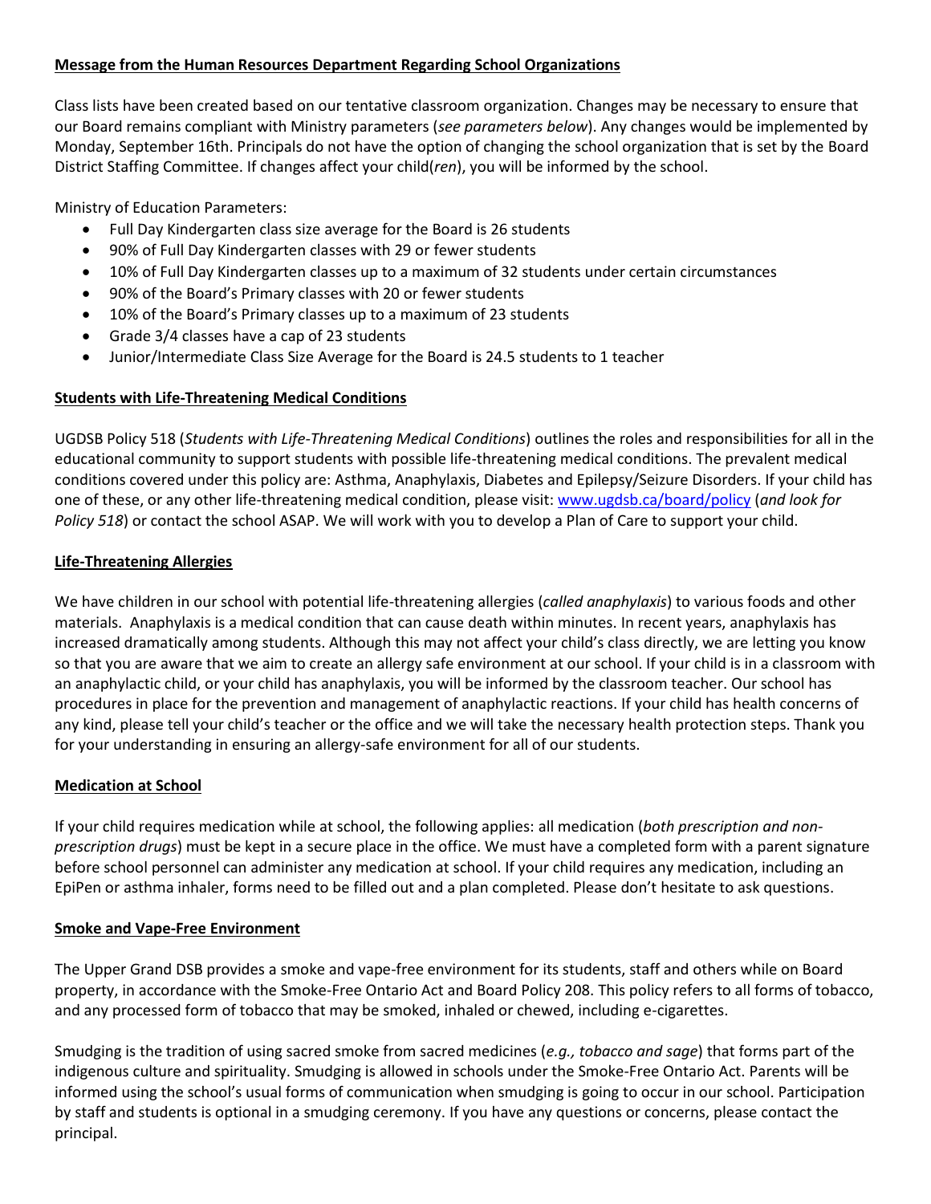**Message from the Human Resources Department Regarding School Organizations**

Class lists have been created based on our tentative classroom organization. Changes may be necessary to ensure that our Board remains compliant with Ministry parameters (*see parameters below*). Any changes would be implemented by Monday, September 16th. Principals do not have the option of changing the school organization that is set by the Board District Staffing Committee. If changes affect your child(*ren*), you will be informed by the school.

Ministry of Education Parameters:

- Full Day Kindergarten class size average for the Board is 26 students
- 90% of Full Day Kindergarten classes with 29 or fewer students
- 10% of Full Day Kindergarten classes up to a maximum of 32 students under certain circumstances
- 90% of the Board's Primary classes with 20 or fewer students
- 10% of the Board's Primary classes up to a maximum of 23 students
- Grade 3/4 classes have a cap of 23 students
- Junior/Intermediate Class Size Average for the Board is 24.5 students to 1 teacher

**Students with Life-Threatening Medical Conditions**

UGDSB Policy 518 (*Students with Life-Threatening Medical Conditions*) outlines the roles and responsibilities for all in the educational community to support students with possible life-threatening medical conditions. The prevalent medical conditions covered under this policy are: Asthma, Anaphylaxis, Diabetes and Epilepsy/Seizure Disorders. If your child has one of these, or any other life-threatening medical condition, please visit: [www.ugdsb.ca/board/policy](www.ugdsb.ca/board/policy) (*and look for Policy 518*) or contact the school ASAP. We will work with you to develop a Plan of Care to support your child.

**Life-Threatening Allergies**

We have children in our school with potential life-threatening allergies (*called anaphylaxis*) to various foods and other materials. Anaphylaxis is a medical condition that can cause death within minutes. In recent years, anaphylaxis has increased dramatically among students. Although this may not affect your child's class directly, we are letting you know so that you are aware that we aim to create an allergy safe environment at our school. If your child is in a classroom with an anaphylactic child, or your child has anaphylaxis, you will be informed by the classroom teacher. Our school has procedures in place for the prevention and management of anaphylactic reactions. If your child has health concerns of any kind, please tell your child's teacher or the office and we will take the necessary health protection steps. Thank you for your understanding in ensuring an allergy-safe environment for all of our students.

**Medication at School**

If your child requires medication while at school, the following applies: all medication (*both prescription and non-prescription drugs*) must be kept in a secure place in the office. We must have a completed form with a parent signature before school personnel can administer any medication at school. If your child requires any medication, including an EpiPen or asthma inhaler, forms need to be filled out and a plan completed. Please don't hesitate to ask questions.

**Smoke and Vape-Free Environment**

The Upper Grand DSB provides a smoke and vape-free environment for its students, staff and others while on Board property, in accordance with the Smoke-Free Ontario Act and Board Policy 208. This policy refers to all forms of tobacco, and any processed form of tobacco that may be smoked, inhaled or chewed, including e-cigarettes.

Smudging is the tradition of using sacred smoke from sacred medicines (*e.g., tobacco and sage*) that forms part of the indigenous culture and spirituality. Smudging is allowed in schools under the Smoke-Free Ontario Act. Parents will be informed using the school's usual forms of communication when smudging is going to occur in our school. Participation by staff and students is optional in a smudging ceremony. If you have any questions or concerns, please contact the principal.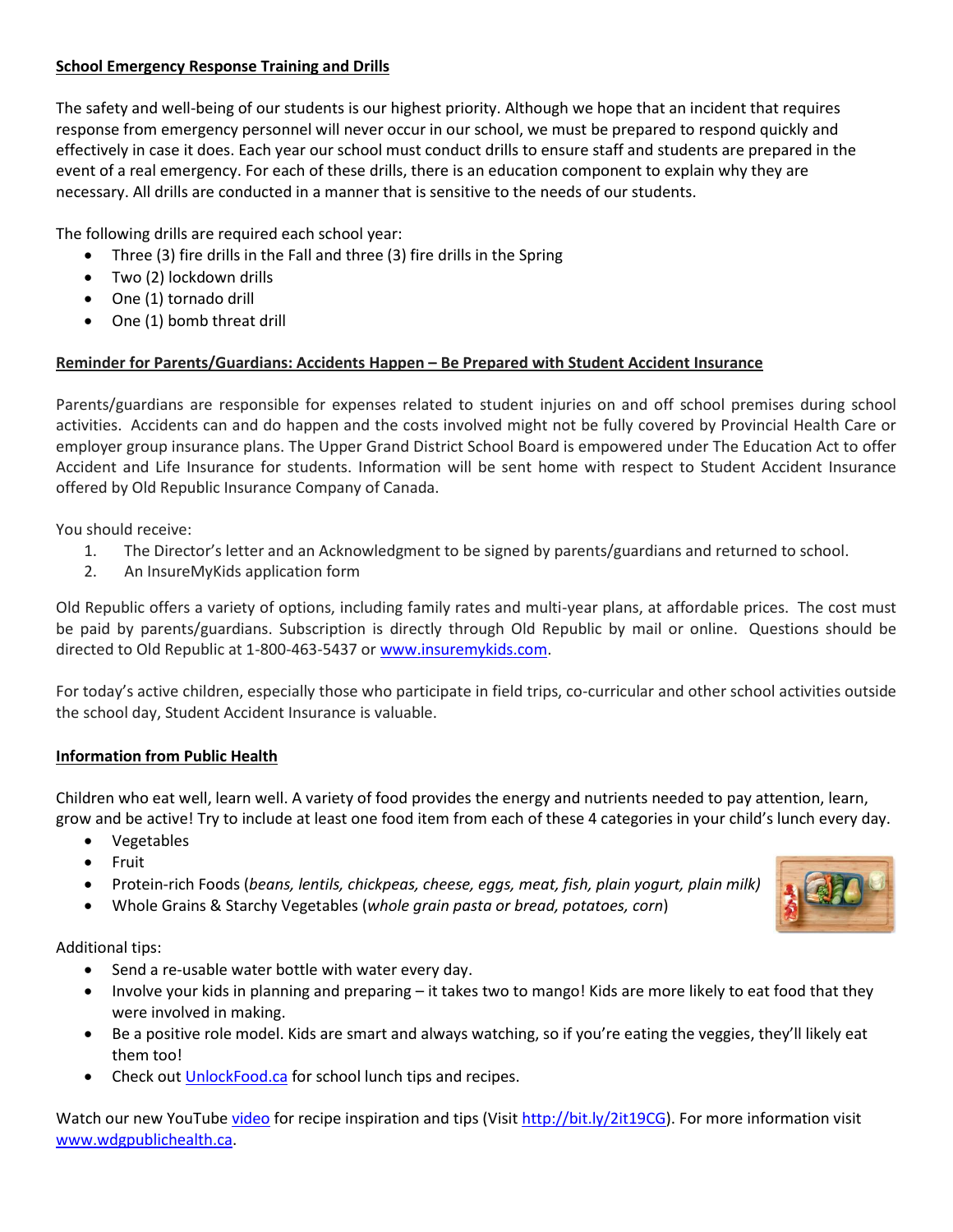**School Emergency Response Training and Drills**

The safety and well-being of our students is our highest priority. Although we hope that an incident that requires response from emergency personnel will never occur in our school, we must be prepared to respond quickly and effectively in case it does. Each year our school must conduct drills to ensure staff and students are prepared in the event of a real emergency. For each of these drills, there is an education component to explain why they are necessary. All drills are conducted in a manner that is sensitive to the needs of our students.

The following drills are required each school year:

- Three (3) fire drills in the Fall and three (3) fire drills in the Spring
- Two (2) lockdown drills
- One (1) tornado drill
- One (1) bomb threat drill

**Reminder for Parents/Guardians: Accidents Happen – Be Prepared with Student Accident Insurance**

Parents/guardians are responsible for expenses related to student injuries on and off school premises during school activities. Accidents can and do happen and the costs involved might not be fully covered by Provincial Health Care or employer group insurance plans. The Upper Grand District School Board is empowered under The Education Act to offer Accident and Life Insurance for students. Information will be sent home with respect to Student Accident Insurance offered by Old Republic Insurance Company of Canada.

You should receive:

1. The Director's letter and an Acknowledgment to be signed by parents/guardians and returned to school.
2. An InsureMyKids application form

Old Republic offers a variety of options, including family rates and multi-year plans, at affordable prices. The cost must be paid by parents/guardians. Subscription is directly through Old Republic by mail or online. Questions should be directed to Old Republic at 1-800-463-5437 or www.insuremykids.com.

For today's active children, especially those who participate in field trips, co-curricular and other school activities outside the school day, Student Accident Insurance is valuable.

**Information from Public Health**

Children who eat well, learn well. A variety of food provides the energy and nutrients needed to pay attention, learn, grow and be active! Try to include at least one food item from each of these 4 categories in your child's lunch every day.

- Vegetables
- Fruit
- Protein-rich Foods (*beans, lentils, chickpeas, cheese, eggs, meat, fish, plain yogurt, plain milk*)
- Whole Grains & Starchy Vegetables (*whole grain pasta or bread, potatoes, corn*)

Additional tips:

- Send a re-usable water bottle with water every day.
- Involve your kids in planning and preparing – it takes two to mango! Kids are more likely to eat food that they were involved in making.
- Be a positive role model. Kids are smart and always watching, so if you're eating the veggies, they'll likely eat them too!
- Check out UnlockFood.ca for school lunch tips and recipes.

Watch our new YouTube video for recipe inspiration and tips (Visit http://bit.ly/2it19CG). For more information visit www.wdgpublichealth.ca.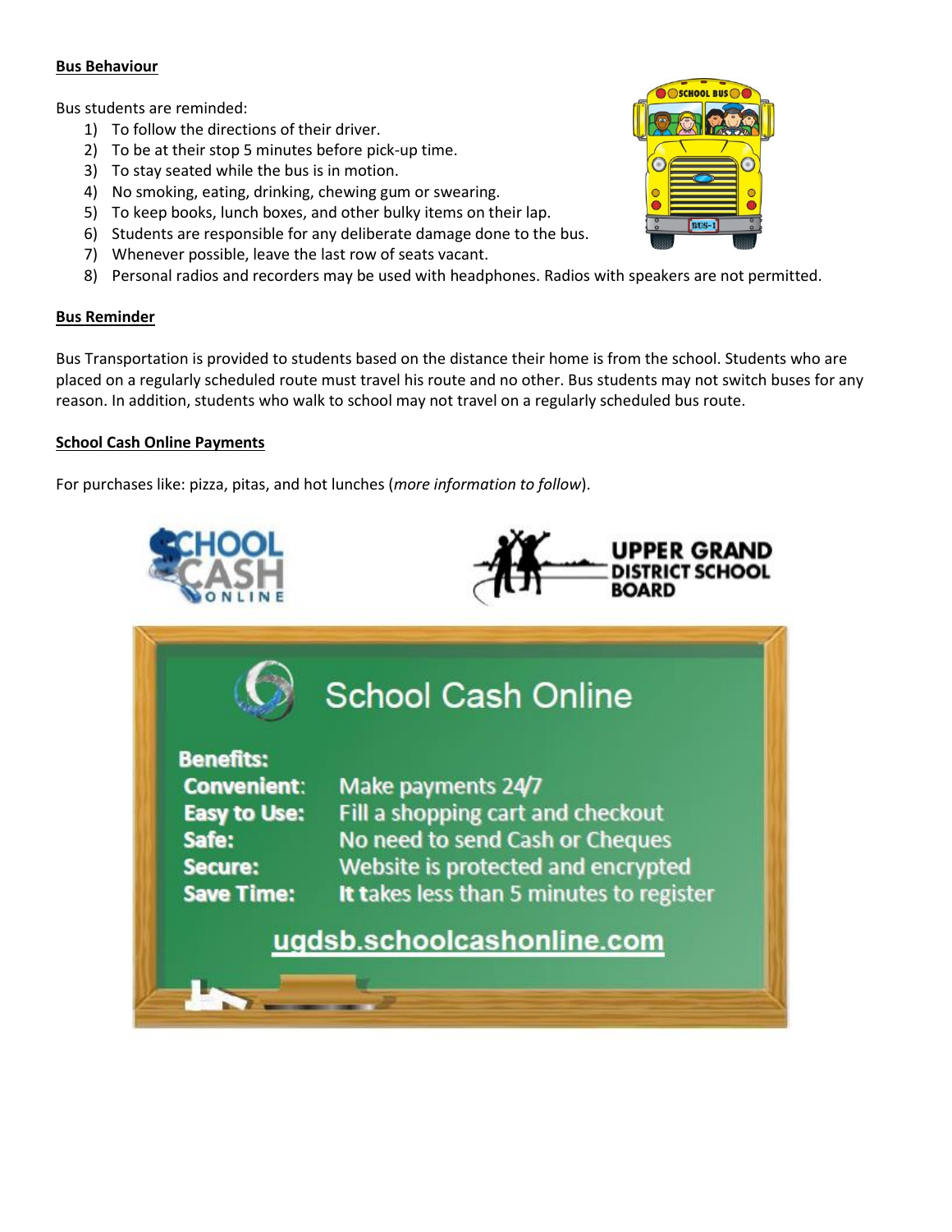**Bus Behaviour**

Bus students are reminded:

1) To follow the directions of their driver.
2) To be at their stop 5 minutes before pick-up time.
3) To stay seated while the bus is in motion.
4) No smoking, eating, drinking, chewing gum or swearing.
5) To keep books, lunch boxes, and other bulky items on their lap.
6) Students are responsible for any deliberate damage done to the bus.
7) Whenever possible, leave the last row of seats vacant.
8) Personal radios and recorders may be used with headphones. Radios with speakers are not permitted.

**Bus Reminder**

Bus Transportation is provided to students based on the distance their home is from the school. Students who are placed on a regularly scheduled route must travel his route and no other. Bus students may not switch buses for any reason. In addition, students who walk to school may not travel on a regularly scheduled bus route.

**School Cash Online Payments**

For purchases like: pizza, pitas, and hot lunches (*more information to follow*).

SCHOOL CASH ONLINE

UPPER GRAND DISTRICT SCHOOL BOARD

School Cash Online

**Benefits:**

**Convenient:** Make payments 24/7
**Easy to Use:** Fill a shopping cart and checkout
**Safe:** No need to send Cash or Cheques
**Secure:** Website is protected and encrypted
**Save Time:** It takes less than 5 minutes to register

ugdsb.schoolcashonline.com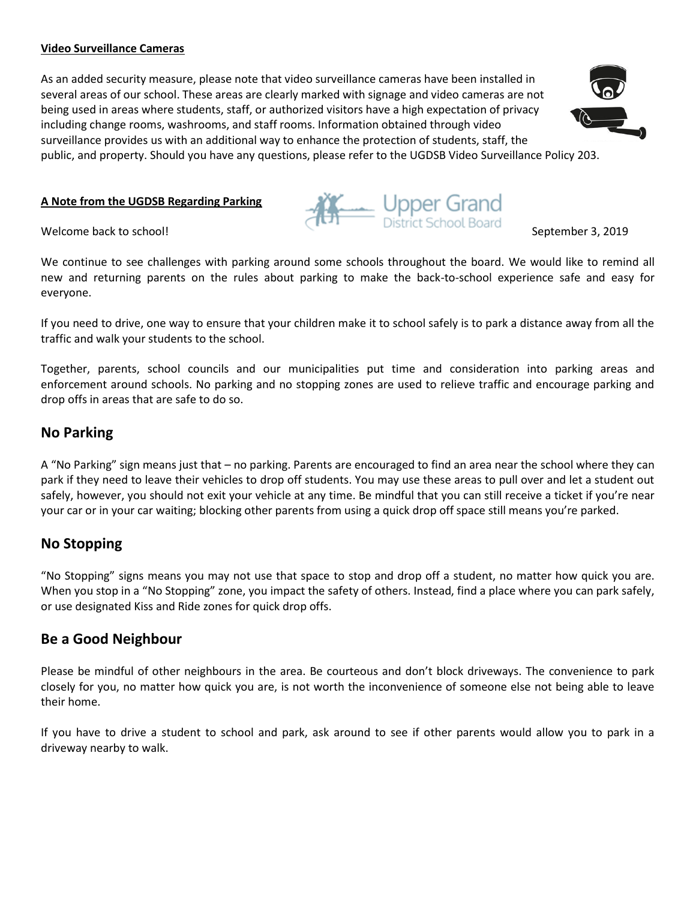**Video Surveillance Cameras**

As an added security measure, please note that video surveillance cameras have been installed in several areas of our school. These areas are clearly marked with signage and video cameras are not being used in areas where students, staff, or authorized visitors have a high expectation of privacy including change rooms, washrooms, and staff rooms. Information obtained through video surveillance provides us with an additional way to enhance the protection of students, staff, the public, and property. Should you have any questions, please refer to the UGDSB Video Surveillance Policy 203.

**A Note from the UGDSB Regarding Parking**

Upper Grand District School Board

Welcome back to school!

September 3, 2019

We continue to see challenges with parking around some schools throughout the board. We would like to remind all new and returning parents on the rules about parking to make the back-to-school experience safe and easy for everyone.

If you need to drive, one way to ensure that your children make it to school safely is to park a distance away from all the traffic and walk your students to the school.

Together, parents, school councils and our municipalities put time and consideration into parking areas and enforcement around schools. No parking and no stopping zones are used to relieve traffic and encourage parking and drop offs in areas that are safe to do so.

## No Parking

A "No Parking" sign means just that – no parking. Parents are encouraged to find an area near the school where they can park if they need to leave their vehicles to drop off students. You may use these areas to pull over and let a student out safely, however, you should not exit your vehicle at any time. Be mindful that you can still receive a ticket if you're near your car or in your car waiting; blocking other parents from using a quick drop off space still means you're parked.

## No Stopping

"No Stopping" signs means you may not use that space to stop and drop off a student, no matter how quick you are. When you stop in a "No Stopping" zone, you impact the safety of others. Instead, find a place where you can park safely, or use designated Kiss and Ride zones for quick drop offs.

## Be a Good Neighbour

Please be mindful of other neighbours in the area. Be courteous and don't block driveways. The convenience to park closely for you, no matter how quick you are, is not worth the inconvenience of someone else not being able to leave their home.

If you have to drive a student to school and park, ask around to see if other parents would allow you to park in a driveway nearby to walk.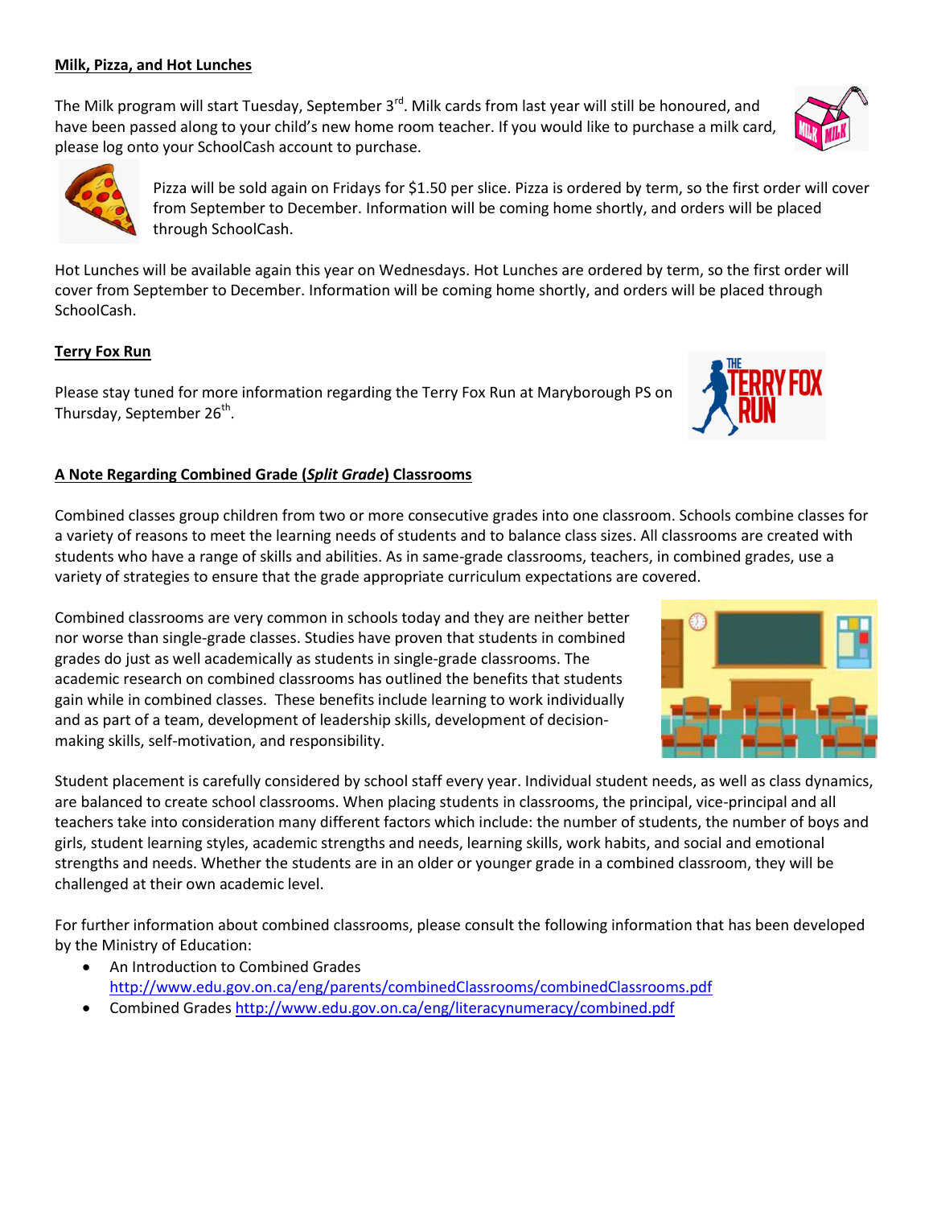## Milk, Pizza, and Hot Lunches

The Milk program will start Tuesday, September 3rd. Milk cards from last year will still be honoured, and have been passed along to your child's new home room teacher. If you would like to purchase a milk card, please log onto your SchoolCash account to purchase.

Pizza will be sold again on Fridays for $1.50 per slice. Pizza is ordered by term, so the first order will cover from September to December. Information will be coming home shortly, and orders will be placed through SchoolCash.

Hot Lunches will be available again this year on Wednesdays. Hot Lunches are ordered by term, so the first order will cover from September to December. Information will be coming home shortly, and orders will be placed through SchoolCash.

## Terry Fox Run

Please stay tuned for more information regarding the Terry Fox Run at Maryborough PS on Thursday, September 26th.

## A Note Regarding Combined Grade (*Split Grade*) Classrooms

Combined classes group children from two or more consecutive grades into one classroom. Schools combine classes for a variety of reasons to meet the learning needs of students and to balance class sizes. All classrooms are created with students who have a range of skills and abilities. As in same-grade classrooms, teachers, in combined grades, use a variety of strategies to ensure that the grade appropriate curriculum expectations are covered.

Combined classrooms are very common in schools today and they are neither better nor worse than single-grade classes. Studies have proven that students in combined grades do just as well academically as students in single-grade classrooms. The academic research on combined classrooms has outlined the benefits that students gain while in combined classes. These benefits include learning to work individually and as part of a team, development of leadership skills, development of decision-making skills, self-motivation, and responsibility.

Student placement is carefully considered by school staff every year. Individual student needs, as well as class dynamics, are balanced to create school classrooms. When placing students in classrooms, the principal, vice-principal and all teachers take into consideration many different factors which include: the number of students, the number of boys and girls, student learning styles, academic strengths and needs, learning skills, work habits, and social and emotional strengths and needs. Whether the students are in an older or younger grade in a combined classroom, they will be challenged at their own academic level.

For further information about combined classrooms, please consult the following information that has been developed by the Ministry of Education:

- An Introduction to Combined Grades http://www.edu.gov.on.ca/eng/parents/combinedClassrooms/combinedClassrooms.pdf
- Combined Grades http://www.edu.gov.on.ca/eng/literacynumeracy/combined.pdf